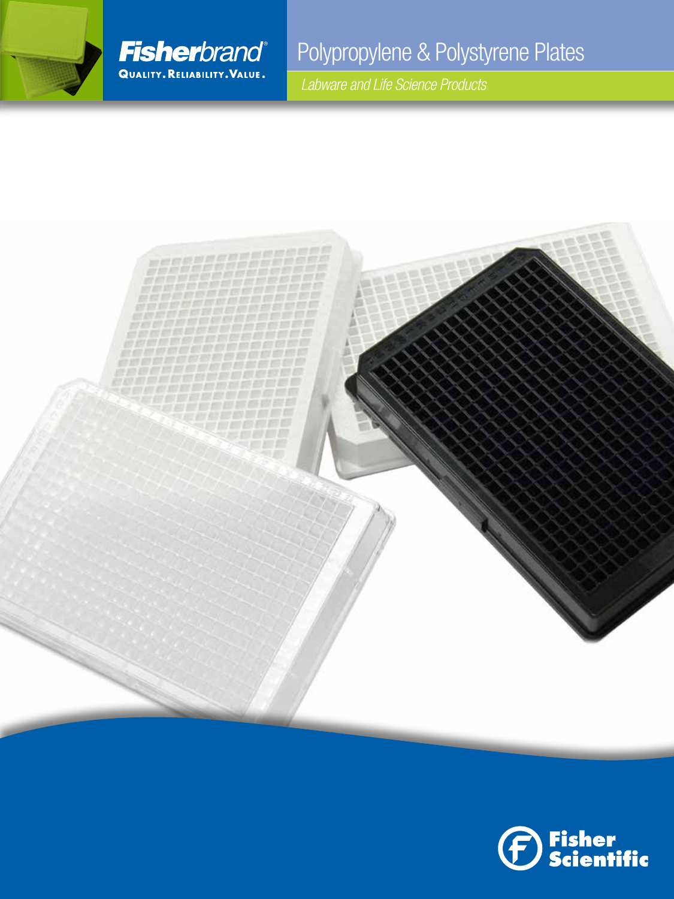**Fisherbrand®**

QUALITY. RELIABILITY. VALUE.

# Polypropylene & Polystyrene Plates

*Labware and Life Science Products*

Fisher Scientific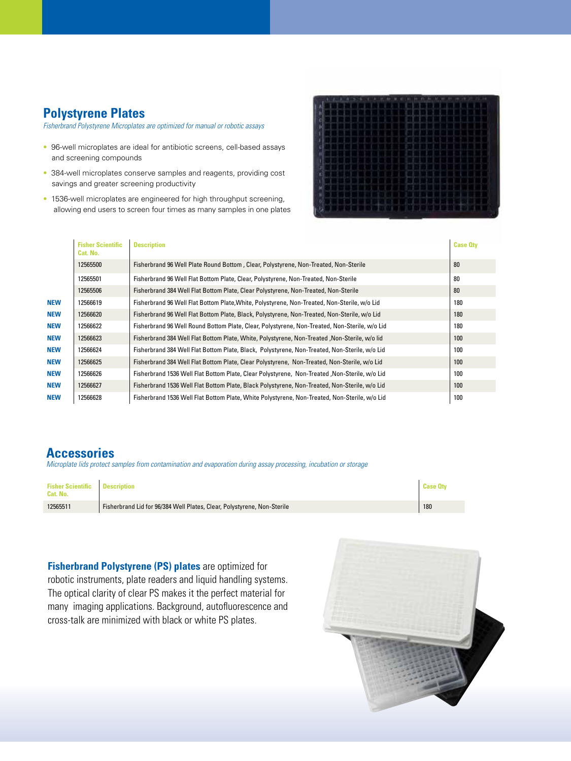## Polystyrene Plates

*Fisherbrand Polystyrene Microplates are optimized for manual or robotic assays*

- 96-well microplates are ideal for antibiotic screens, cell-based assays and screening compounds
- 384-well microplates conserve samples and reagents, providing cost savings and greater screening productivity
- 1536-well microplates are engineered for high throughput screening, allowing end users to screen four times as many samples in one plates

| | Fisher Scientific Cat. No. | Description | Case Qty |
|---|---|---|---|
| | 12565500 | Fisherbrand 96 Well Plate Round Bottom , Clear, Polystyrene, Non-Treated, Non-Sterile | 80 |
| | 12565501 | Fisherbrand 96 Well Flat Bottom Plate, Clear, Polystyrene, Non-Treated, Non-Sterile | 80 |
| | 12565506 | Fisherbrand 384 Well Flat Bottom Plate, Clear Polystyrene, Non-Treated, Non-Sterile | 80 |
| NEW | 12566619 | Fisherbrand 96 Well Flat Bottom Plate,White, Polystyrene, Non-Treated, Non-Sterile, w/o Lid | 180 |
| NEW | 12566620 | Fisherbrand 96 Well Flat Bottom Plate, Black, Polystyrene, Non-Treated, Non-Sterile, w/o Lid | 180 |
| NEW | 12566622 | Fisherbrand 96 Well Round Bottom Plate, Clear, Polystyrene, Non-Treated, Non-Sterile, w/o Lid | 180 |
| NEW | 12566623 | Fisherbrand 384 Well Flat Bottom Plate, White, Polystyrene, Non-Treated ,Non-Sterile, w/o lid | 100 |
| NEW | 12566624 | Fisherbrand 384 Well Flat Bottom Plate, Black, Polystyrene, Non-Treated, Non-Sterile, w/o Lid | 100 |
| NEW | 12566625 | Fisherbrand 384 Well Flat Bottom Plate, Clear Polystyrene, Non-Treated, Non-Sterile, w/o Lid | 100 |
| NEW | 12566626 | Fisherbrand 1536 Well Flat Bottom Plate, Clear Polystyrene, Non-Treated ,Non-Sterile, w/o Lid | 100 |
| NEW | 12566627 | Fisherbrand 1536 Well Flat Bottom Plate, Black Polystyrene, Non-Treated, Non-Sterile, w/o Lid | 100 |
| NEW | 12566628 | Fisherbrand 1536 Well Flat Bottom Plate, White Polystyrene, Non-Treated, Non-Sterile, w/o Lid | 100 |

## Accessories

*Microplate lids protect samples from contamination and evaporation during assay processing, incubation or storage*

| Fisher Scientific Cat. No. | Description | Case Qty |
|---|---|---|
| 12565511 | Fisherbrand Lid for 96/384 Well Plates, Clear, Polystyrene, Non-Sterile | 180 |

**Fisherbrand Polystyrene (PS) plates** are optimized for robotic instruments, plate readers and liquid handling systems. The optical clarity of clear PS makes it the perfect material for many imaging applications. Background, autofluorescence and cross-talk are minimized with black or white PS plates.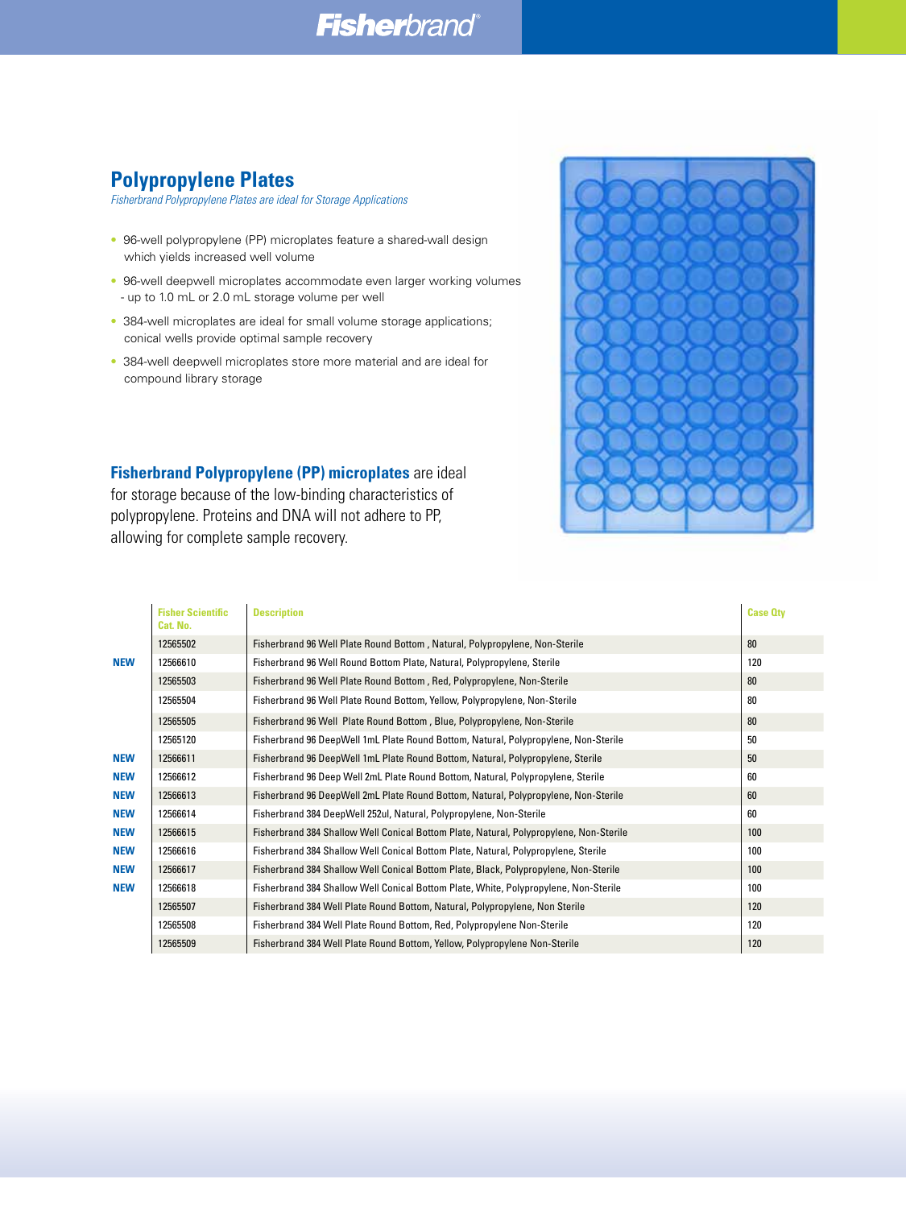## Polypropylene Plates

*Fisherbrand Polypropylene Plates are ideal for Storage Applications*

- 96-well polypropylene (PP) microplates feature a shared-wall design which yields increased well volume
- 96-well deepwell microplates accommodate even larger working volumes - up to 1.0 mL or 2.0 mL storage volume per well
- 384-well microplates are ideal for small volume storage applications; conical wells provide optimal sample recovery
- 384-well deepwell microplates store more material and are ideal for compound library storage

**Fisherbrand Polypropylene (PP) microplates** are ideal for storage because of the low-binding characteristics of polypropylene. Proteins and DNA will not adhere to PP, allowing for complete sample recovery.

| | Fisher Scientific Cat. No. | Description | Case Qty |
|---|---|---|---|
| | 12565502 | Fisherbrand 96 Well Plate Round Bottom , Natural, Polypropylene, Non-Sterile | 80 |
| NEW | 12566610 | Fisherbrand 96 Well Round Bottom Plate, Natural, Polypropylene, Sterile | 120 |
| | 12565503 | Fisherbrand 96 Well Plate Round Bottom , Red, Polypropylene, Non-Sterile | 80 |
| | 12565504 | Fisherbrand 96 Well Plate Round Bottom, Yellow, Polypropylene, Non-Sterile | 80 |
| | 12565505 | Fisherbrand 96 Well Plate Round Bottom , Blue, Polypropylene, Non-Sterile | 80 |
| | 12565120 | Fisherbrand 96 DeepWell 1mL Plate Round Bottom, Natural, Polypropylene, Non-Sterile | 50 |
| NEW | 12566611 | Fisherbrand 96 DeepWell 1mL Plate Round Bottom, Natural, Polypropylene, Sterile | 50 |
| NEW | 12566612 | Fisherbrand 96 Deep Well 2mL Plate Round Bottom, Natural, Polypropylene, Sterile | 60 |
| NEW | 12566613 | Fisherbrand 96 DeepWell 2mL Plate Round Bottom, Natural, Polypropylene, Non-Sterile | 60 |
| NEW | 12566614 | Fisherbrand 384 DeepWell 252ul, Natural, Polypropylene, Non-Sterile | 60 |
| NEW | 12566615 | Fisherbrand 384 Shallow Well Conical Bottom Plate, Natural, Polypropylene, Non-Sterile | 100 |
| NEW | 12566616 | Fisherbrand 384 Shallow Well Conical Bottom Plate, Natural, Polypropylene, Sterile | 100 |
| NEW | 12566617 | Fisherbrand 384 Shallow Well Conical Bottom Plate, Black, Polypropylene, Non-Sterile | 100 |
| NEW | 12566618 | Fisherbrand 384 Shallow Well Conical Bottom Plate, White, Polypropylene, Non-Sterile | 100 |
| | 12565507 | Fisherbrand 384 Well Plate Round Bottom, Natural, Polypropylene, Non Sterile | 120 |
| | 12565508 | Fisherbrand 384 Well Plate Round Bottom, Red, Polypropylene Non-Sterile | 120 |
| | 12565509 | Fisherbrand 384 Well Plate Round Bottom, Yellow, Polypropylene Non-Sterile | 120 |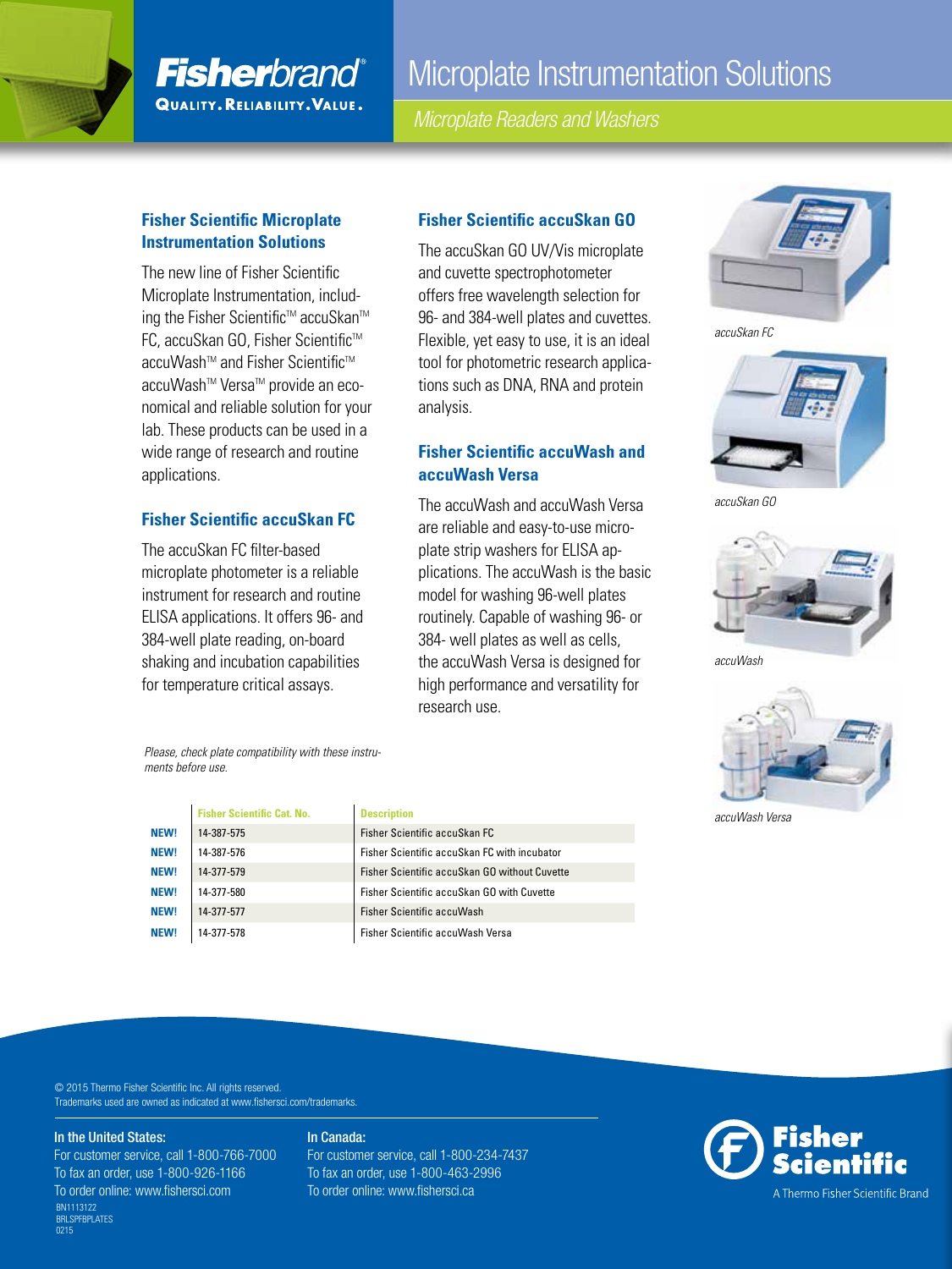**Fisherbrand®**
QUALITY. RELIABILITY. VALUE.

# Microplate Instrumentation Solutions

*Microplate Readers and Washers*

### Fisher Scientific Microplate Instrumentation Solutions

The new line of Fisher Scientific Microplate Instrumentation, including the Fisher Scientific™ accuSkan™ FC, accuSkan GO, Fisher Scientific™ accuWash™ and Fisher Scientific™ accuWash™ Versa™ provide an economical and reliable solution for your lab. These products can be used in a wide range of research and routine applications.

### Fisher Scientific accuSkan FC

The accuSkan FC filter-based microplate photometer is a reliable instrument for research and routine ELISA applications. It offers 96- and 384-well plate reading, on-board shaking and incubation capabilities for temperature critical assays.

### Fisher Scientific accuSkan GO

The accuSkan GO UV/Vis microplate and cuvette spectrophotometer offers free wavelength selection for 96- and 384-well plates and cuvettes. Flexible, yet easy to use, it is an ideal tool for photometric research applications such as DNA, RNA and protein analysis.

### Fisher Scientific accuWash and accuWash Versa

The accuWash and accuWash Versa are reliable and easy-to-use microplate strip washers for ELISA applications. The accuWash is the basic model for washing 96-well plates routinely. Capable of washing 96- or 384- well plates as well as cells, the accuWash Versa is designed for high performance and versatility for research use.

*accuSkan FC*

*accuSkan GO*

*accuWash*

*accuWash Versa*

*Please, check plate compatibility with these instruments before use.*

| | Fisher Scientific Cat. No. | Description |
|---|---|---|
| NEW! | 14-387-575 | Fisher Scientific accuSkan FC |
| NEW! | 14-387-576 | Fisher Scientific accuSkan FC with incubator |
| NEW! | 14-377-579 | Fisher Scientific accuSkan GO without Cuvette |
| NEW! | 14-377-580 | Fisher Scientific accuSkan GO with Cuvette |
| NEW! | 14-377-577 | Fisher Scientific accuWash |
| NEW! | 14-377-578 | Fisher Scientific accuWash Versa |

© 2015 Thermo Fisher Scientific Inc. All rights reserved.
Trademarks used are owned as indicated at www.fishersci.com/trademarks.

**In the United States:**
For customer service, call 1-800-766-7000
To fax an order, use 1-800-926-1166
To order online: www.fishersci.com

**In Canada:**
For customer service, call 1-800-234-7437
To fax an order, use 1-800-463-2996
To order online: www.fishersci.ca

BN1113122
BRLSPFBPLATES
0215

Fisher Scientific
A Thermo Fisher Scientific Brand